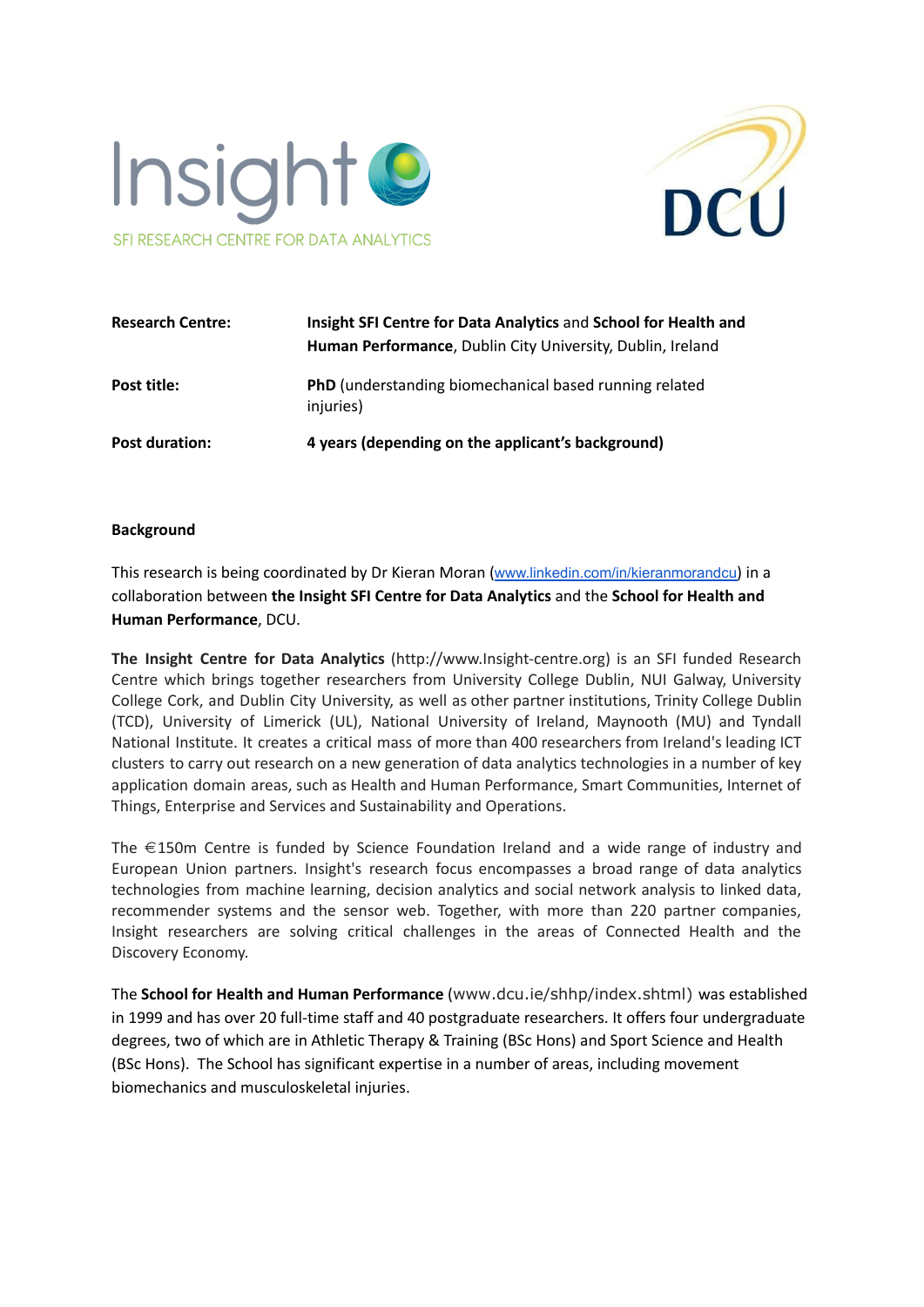| **Research Centre:** | **Insight SFI Centre for Data Analytics** and **School for Health and Human Performance**, Dublin City University, Dublin, Ireland |
|---|---|
| **Post title:** | **PhD** (understanding biomechanical based running related injuries) |
| **Post duration:** | **4 years (depending on the applicant's background)** |

**Background**

This research is being coordinated by Dr Kieran Moran (www.linkedin.com/in/kieranmorandcu) in a collaboration between **the Insight SFI Centre for Data Analytics** and the **School for Health and Human Performance**, DCU.

**The Insight Centre for Data Analytics** (http://www.Insight-centre.org) is an SFI funded Research Centre which brings together researchers from University College Dublin, NUI Galway, University College Cork, and Dublin City University, as well as other partner institutions, Trinity College Dublin (TCD), University of Limerick (UL), National University of Ireland, Maynooth (MU) and Tyndall National Institute. It creates a critical mass of more than 400 researchers from Ireland's leading ICT clusters to carry out research on a new generation of data analytics technologies in a number of key application domain areas, such as Health and Human Performance, Smart Communities, Internet of Things, Enterprise and Services and Sustainability and Operations.

The €150m Centre is funded by Science Foundation Ireland and a wide range of industry and European Union partners. Insight's research focus encompasses a broad range of data analytics technologies from machine learning, decision analytics and social network analysis to linked data, recommender systems and the sensor web. Together, with more than 220 partner companies, Insight researchers are solving critical challenges in the areas of Connected Health and the Discovery Economy.

The **School for Health and Human Performance** (www.dcu.ie/shhp/index.shtml) was established in 1999 and has over 20 full-time staff and 40 postgraduate researchers. It offers four undergraduate degrees, two of which are in Athletic Therapy & Training (BSc Hons) and Sport Science and Health (BSc Hons). The School has significant expertise in a number of areas, including movement biomechanics and musculoskeletal injuries.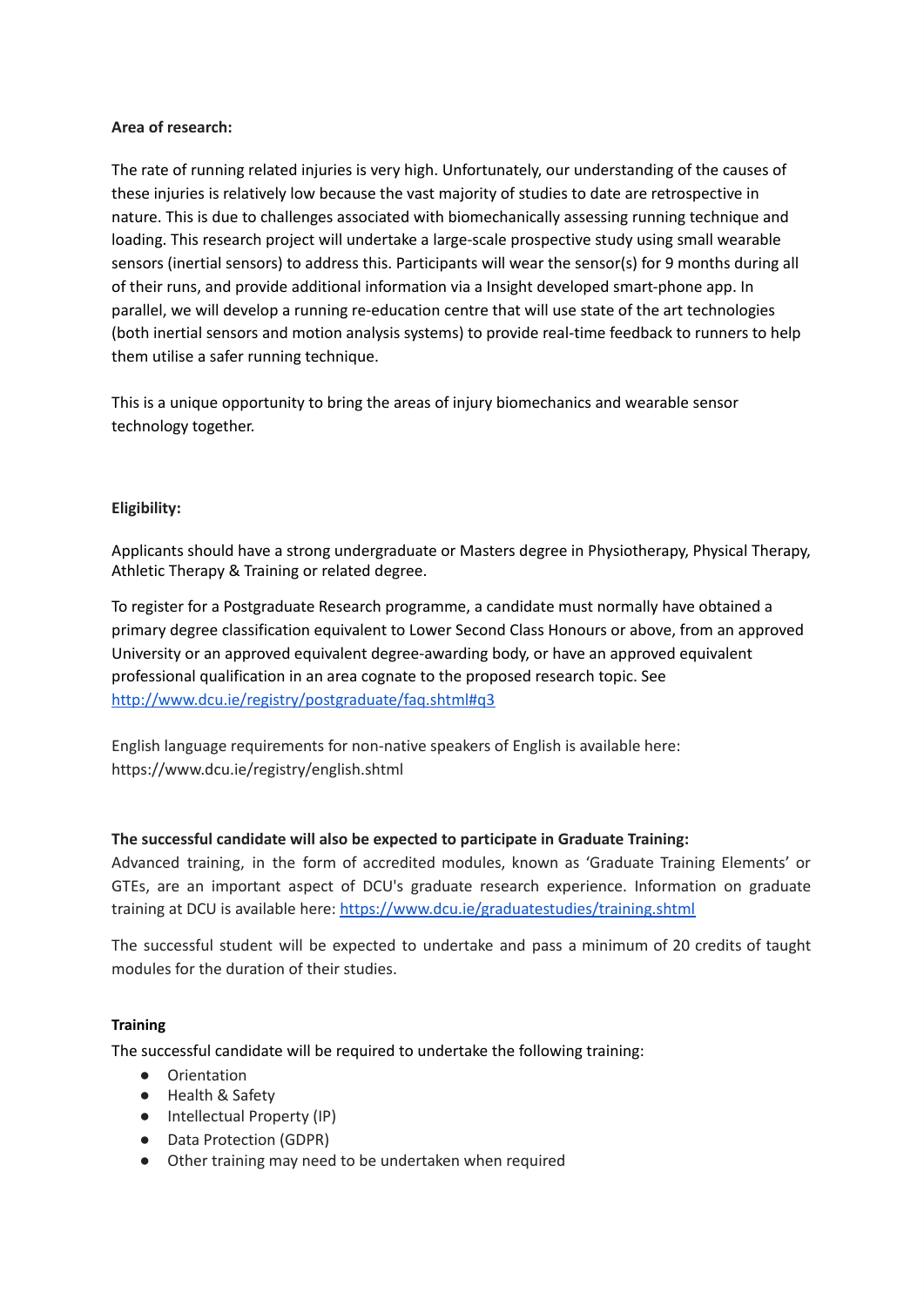**Area of research:**

The rate of running related injuries is very high. Unfortunately, our understanding of the causes of these injuries is relatively low because the vast majority of studies to date are retrospective in nature. This is due to challenges associated with biomechanically assessing running technique and loading. This research project will undertake a large-scale prospective study using small wearable sensors (inertial sensors) to address this. Participants will wear the sensor(s) for 9 months during all of their runs, and provide additional information via a Insight developed smart-phone app. In parallel, we will develop a running re-education centre that will use state of the art technologies (both inertial sensors and motion analysis systems) to provide real-time feedback to runners to help them utilise a safer running technique.

This is a unique opportunity to bring the areas of injury biomechanics and wearable sensor technology together.

**Eligibility:**

Applicants should have a strong undergraduate or Masters degree in Physiotherapy, Physical Therapy, Athletic Therapy & Training or related degree.

To register for a Postgraduate Research programme, a candidate must normally have obtained a primary degree classification equivalent to Lower Second Class Honours or above, from an approved University or an approved equivalent degree-awarding body, or have an approved equivalent professional qualification in an area cognate to the proposed research topic. See [http://www.dcu.ie/registry/postgraduate/faq.shtml#q3](http://www.dcu.ie/registry/postgraduate/faq.shtml#q3)

English language requirements for non-native speakers of English is available here: https://www.dcu.ie/registry/english.shtml

**The successful candidate will also be expected to participate in Graduate Training:**

Advanced training, in the form of accredited modules, known as 'Graduate Training Elements' or GTEs, are an important aspect of DCU's graduate research experience. Information on graduate training at DCU is available here: [https://www.dcu.ie/graduatestudies/training.shtml](https://www.dcu.ie/graduatestudies/training.shtml)

The successful student will be expected to undertake and pass a minimum of 20 credits of taught modules for the duration of their studies.

**Training**

The successful candidate will be required to undertake the following training:

- Orientation
- Health & Safety
- Intellectual Property (IP)
- Data Protection (GDPR)
- Other training may need to be undertaken when required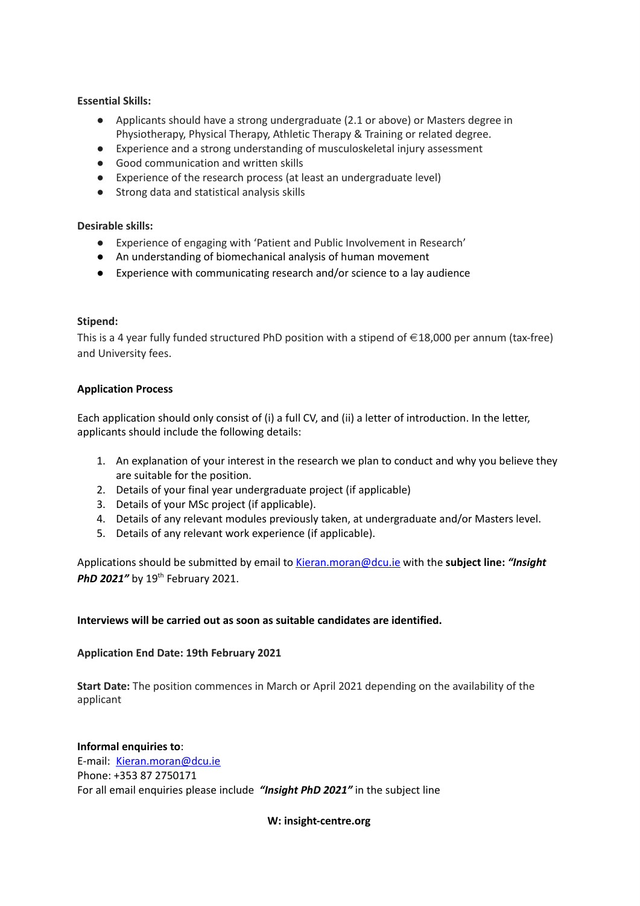**Essential Skills:**

- Applicants should have a strong undergraduate (2.1 or above) or Masters degree in Physiotherapy, Physical Therapy, Athletic Therapy & Training or related degree.
- Experience and a strong understanding of musculoskeletal injury assessment
- Good communication and written skills
- Experience of the research process (at least an undergraduate level)
- Strong data and statistical analysis skills

**Desirable skills:**

- Experience of engaging with 'Patient and Public Involvement in Research'
- An understanding of biomechanical analysis of human movement
- Experience with communicating research and/or science to a lay audience

**Stipend:**

This is a 4 year fully funded structured PhD position with a stipend of €18,000 per annum (tax-free) and University fees.

**Application Process**

Each application should only consist of (i) a full CV, and (ii) a letter of introduction. In the letter, applicants should include the following details:

1. An explanation of your interest in the research we plan to conduct and why you believe they are suitable for the position.
2. Details of your final year undergraduate project (if applicable)
3. Details of your MSc project (if applicable).
4. Details of any relevant modules previously taken, at undergraduate and/or Masters level.
5. Details of any relevant work experience (if applicable).

Applications should be submitted by email to Kieran.moran@dcu.ie with the **subject line: *"Insight PhD 2021"*** by 19th February 2021.

**Interviews will be carried out as soon as suitable candidates are identified.**

**Application End Date: 19th February 2021**

**Start Date:** The position commences in March or April 2021 depending on the availability of the applicant

**Informal enquiries to**:
E-mail: Kieran.moran@dcu.ie
Phone: +353 87 2750171
For all email enquiries please include ***"Insight PhD 2021"*** in the subject line

**W: insight-centre.org**